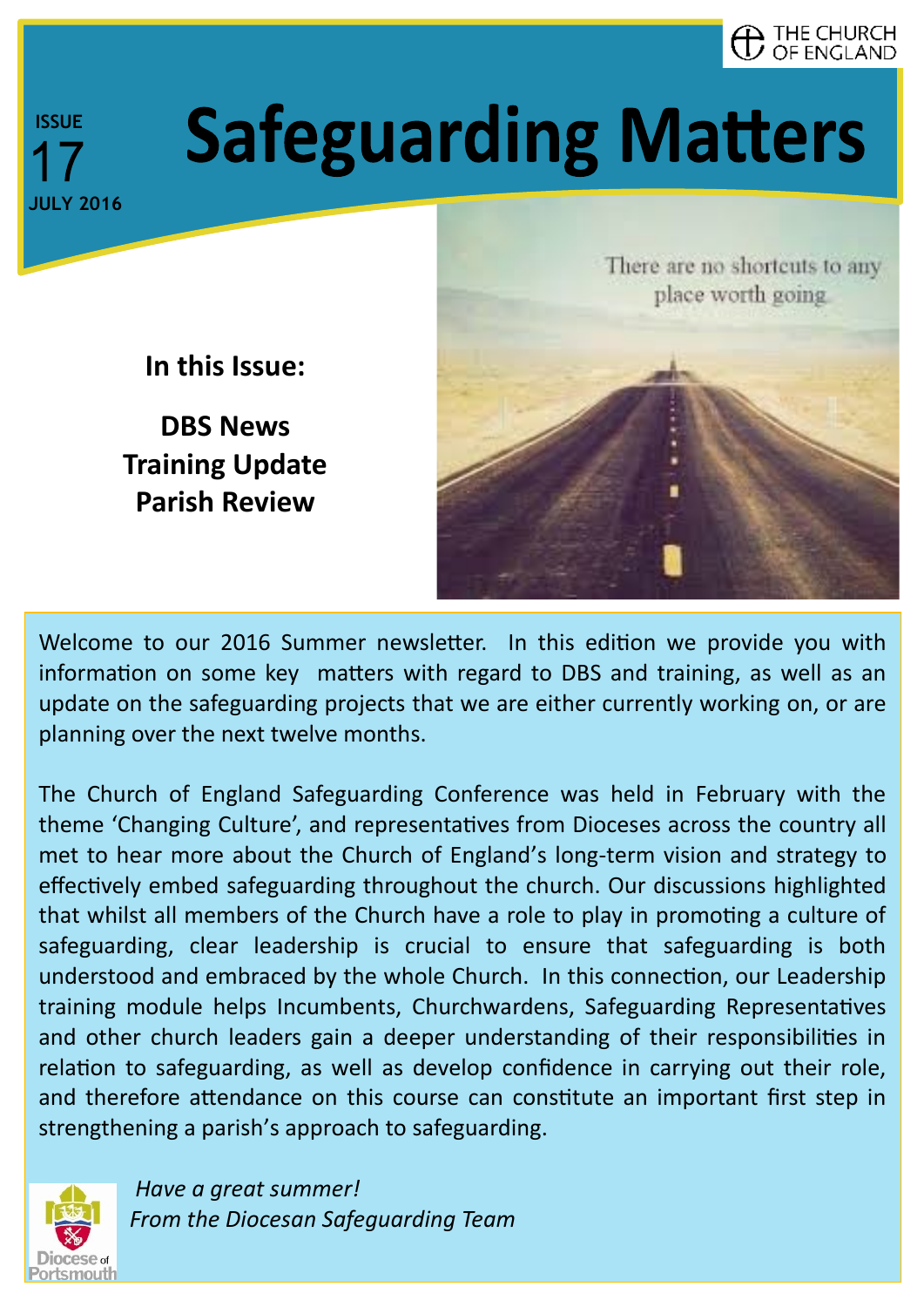THE CHURCH OF ENGLAND

ISSUE 17
JULY 2016

# Safeguarding Matters

There are no shortcuts to any place worth going

**In this Issue:**

**DBS News**
**Training Update**
**Parish Review**

Welcome to our 2016 Summer newsletter. In this edition we provide you with information on some key matters with regard to DBS and training, as well as an update on the safeguarding projects that we are either currently working on, or are planning over the next twelve months.

The Church of England Safeguarding Conference was held in February with the theme 'Changing Culture', and representatives from Dioceses across the country all met to hear more about the Church of England's long-term vision and strategy to effectively embed safeguarding throughout the church. Our discussions highlighted that whilst all members of the Church have a role to play in promoting a culture of safeguarding, clear leadership is crucial to ensure that safeguarding is both understood and embraced by the whole Church. In this connection, our Leadership training module helps Incumbents, Churchwardens, Safeguarding Representatives and other church leaders gain a deeper understanding of their responsibilities in relation to safeguarding, as well as develop confidence in carrying out their role, and therefore attendance on this course can constitute an important first step in strengthening a parish's approach to safeguarding.

*Have a great summer!*
*From the Diocesan Safeguarding Team*

Diocese of Portsmouth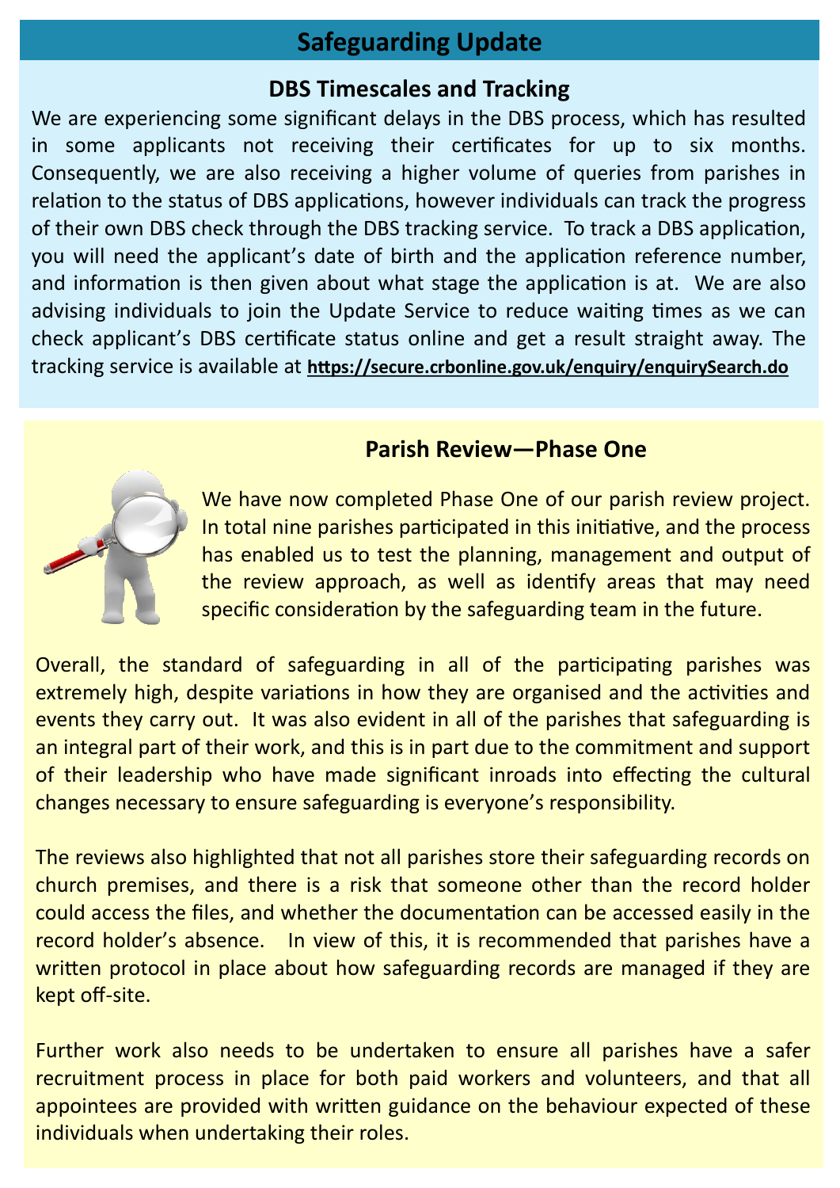# Safeguarding Update

## DBS Timescales and Tracking

We are experiencing some significant delays in the DBS process, which has resulted in some applicants not receiving their certificates for up to six months. Consequently, we are also receiving a higher volume of queries from parishes in relation to the status of DBS applications, however individuals can track the progress of their own DBS check through the DBS tracking service. To track a DBS application, you will need the applicant's date of birth and the application reference number, and information is then given about what stage the application is at. We are also advising individuals to join the Update Service to reduce waiting times as we can check applicant's DBS certificate status online and get a result straight away. The tracking service is available at **https://secure.crbonline.gov.uk/enquiry/enquirySearch.do**

## Parish Review—Phase One

We have now completed Phase One of our parish review project. In total nine parishes participated in this initiative, and the process has enabled us to test the planning, management and output of the review approach, as well as identify areas that may need specific consideration by the safeguarding team in the future.

Overall, the standard of safeguarding in all of the participating parishes was extremely high, despite variations in how they are organised and the activities and events they carry out. It was also evident in all of the parishes that safeguarding is an integral part of their work, and this is in part due to the commitment and support of their leadership who have made significant inroads into effecting the cultural changes necessary to ensure safeguarding is everyone's responsibility.

The reviews also highlighted that not all parishes store their safeguarding records on church premises, and there is a risk that someone other than the record holder could access the files, and whether the documentation can be accessed easily in the record holder's absence. In view of this, it is recommended that parishes have a written protocol in place about how safeguarding records are managed if they are kept off-site.

Further work also needs to be undertaken to ensure all parishes have a safer recruitment process in place for both paid workers and volunteers, and that all appointees are provided with written guidance on the behaviour expected of these individuals when undertaking their roles.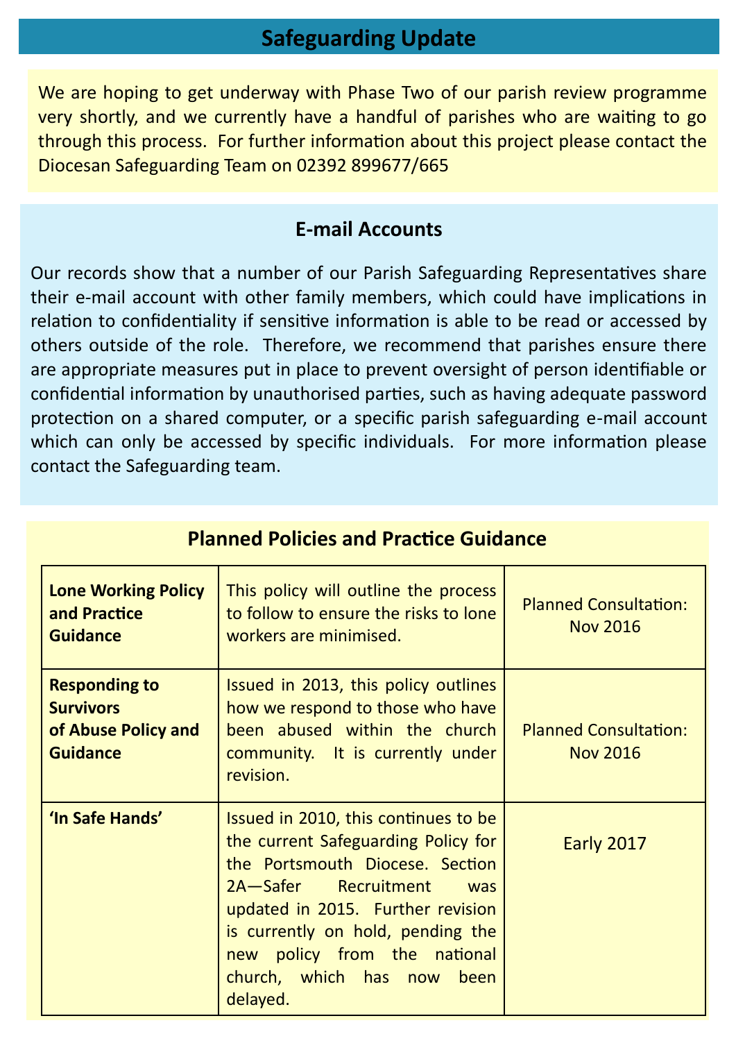# Safeguarding Update

We are hoping to get underway with Phase Two of our parish review programme very shortly, and we currently have a handful of parishes who are waiting to go through this process. For further information about this project please contact the Diocesan Safeguarding Team on 02392 899677/665

## E-mail Accounts

Our records show that a number of our Parish Safeguarding Representatives share their e-mail account with other family members, which could have implications in relation to confidentiality if sensitive information is able to be read or accessed by others outside of the role. Therefore, we recommend that parishes ensure there are appropriate measures put in place to prevent oversight of person identifiable or confidential information by unauthorised parties, such as having adequate password protection on a shared computer, or a specific parish safeguarding e-mail account which can only be accessed by specific individuals. For more information please contact the Safeguarding team.

## Planned Policies and Practice Guidance

| | | |
|---|---|---|
| **Lone Working Policy and Practice Guidance** | This policy will outline the process to follow to ensure the risks to lone workers are minimised. | Planned Consultation: Nov 2016 |
| **Responding to Survivors of Abuse Policy and Guidance** | Issued in 2013, this policy outlines how we respond to those who have been abused within the church community. It is currently under revision. | Planned Consultation: Nov 2016 |
| **'In Safe Hands'** | Issued in 2010, this continues to be the current Safeguarding Policy for the Portsmouth Diocese. Section 2A—Safer Recruitment was updated in 2015. Further revision is currently on hold, pending the new policy from the national church, which has now been delayed. | Early 2017 |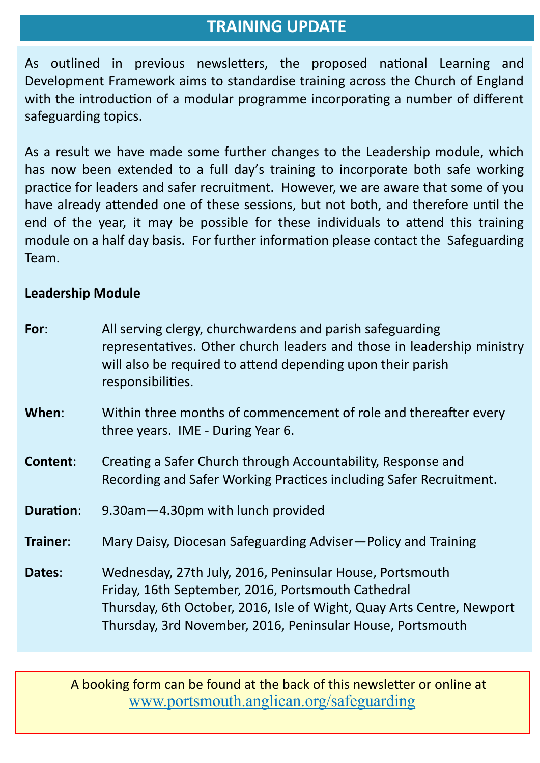# TRAINING UPDATE

As outlined in previous newsletters, the proposed national Learning and Development Framework aims to standardise training across the Church of England with the introduction of a modular programme incorporating a number of different safeguarding topics.

As a result we have made some further changes to the Leadership module, which has now been extended to a full day's training to incorporate both safe working practice for leaders and safer recruitment. However, we are aware that some of you have already attended one of these sessions, but not both, and therefore until the end of the year, it may be possible for these individuals to attend this training module on a half day basis. For further information please contact the Safeguarding Team.

**Leadership Module**

**For**: All serving clergy, churchwardens and parish safeguarding representatives. Other church leaders and those in leadership ministry will also be required to attend depending upon their parish responsibilities.

**When**: Within three months of commencement of role and thereafter every three years. IME - During Year 6.

**Content**: Creating a Safer Church through Accountability, Response and Recording and Safer Working Practices including Safer Recruitment.

**Duration**: 9.30am—4.30pm with lunch provided

**Trainer**: Mary Daisy, Diocesan Safeguarding Adviser—Policy and Training

**Dates**:
Wednesday, 27th July, 2016, Peninsular House, Portsmouth
Friday, 16th September, 2016, Portsmouth Cathedral
Thursday, 6th October, 2016, Isle of Wight, Quay Arts Centre, Newport
Thursday, 3rd November, 2016, Peninsular House, Portsmouth

A booking form can be found at the back of this newsletter or online at www.portsmouth.anglican.org/safeguarding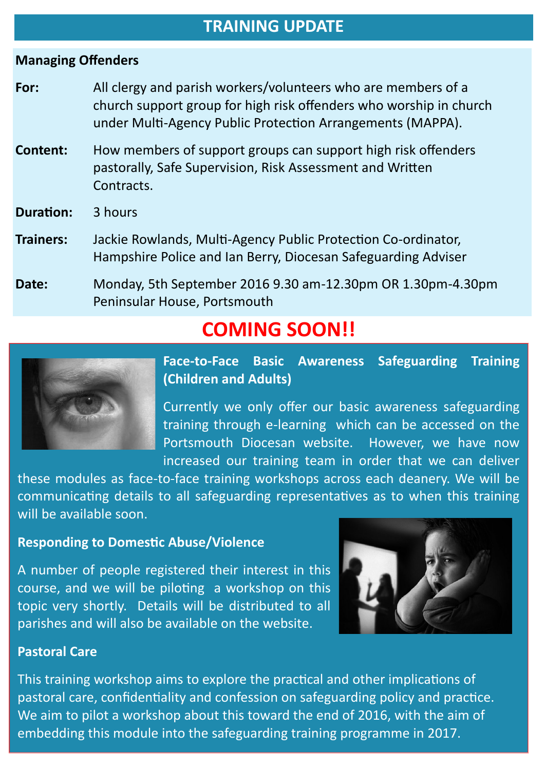## TRAINING UPDATE

**Managing Offenders**

**For:** All clergy and parish workers/volunteers who are members of a church support group for high risk offenders who worship in church under Multi-Agency Public Protection Arrangements (MAPPA).

**Content:** How members of support groups can support high risk offenders pastorally, Safe Supervision, Risk Assessment and Written Contracts.

**Duration:** 3 hours

**Trainers:** Jackie Rowlands, Multi-Agency Public Protection Co-ordinator, Hampshire Police and Ian Berry, Diocesan Safeguarding Adviser

**Date:** Monday, 5th September 2016 9.30 am-12.30pm OR 1.30pm-4.30pm Peninsular House, Portsmouth

## COMING SOON!!

**Face-to-Face Basic Awareness Safeguarding Training (Children and Adults)**

Currently we only offer our basic awareness safeguarding training through e-learning which can be accessed on the Portsmouth Diocesan website. However, we have now increased our training team in order that we can deliver these modules as face-to-face training workshops across each deanery. We will be communicating details to all safeguarding representatives as to when this training will be available soon.

**Responding to Domestic Abuse/Violence**

A number of people registered their interest in this course, and we will be piloting a workshop on this topic very shortly. Details will be distributed to all parishes and will also be available on the website.

**Pastoral Care**

This training workshop aims to explore the practical and other implications of pastoral care, confidentiality and confession on safeguarding policy and practice. We aim to pilot a workshop about this toward the end of 2016, with the aim of embedding this module into the safeguarding training programme in 2017.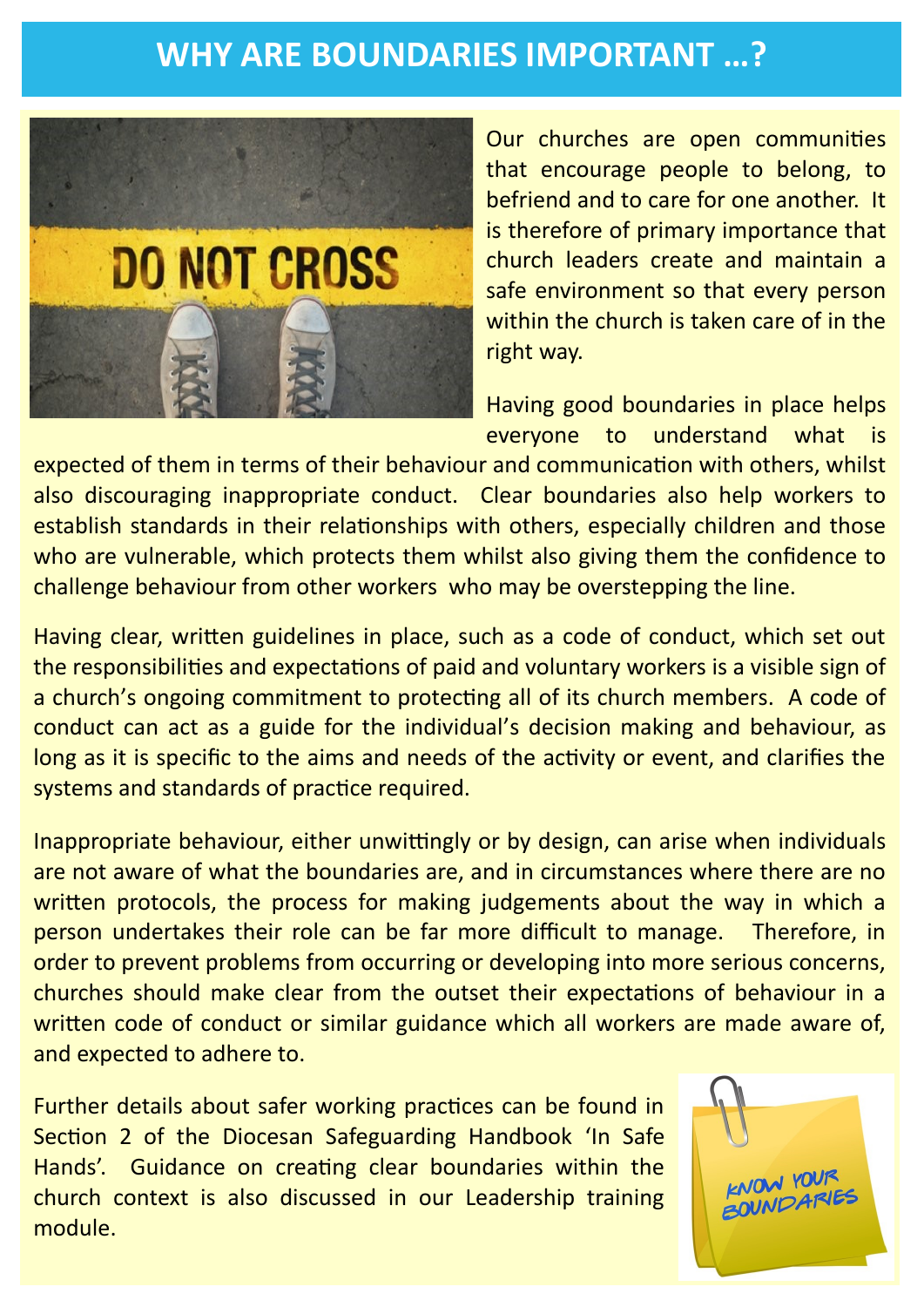# WHY ARE BOUNDARIES IMPORTANT …?

Our churches are open communities that encourage people to belong, to befriend and to care for one another. It is therefore of primary importance that church leaders create and maintain a safe environment so that every person within the church is taken care of in the right way.

Having good boundaries in place helps everyone to understand what is expected of them in terms of their behaviour and communication with others, whilst also discouraging inappropriate conduct. Clear boundaries also help workers to establish standards in their relationships with others, especially children and those who are vulnerable, which protects them whilst also giving them the confidence to challenge behaviour from other workers who may be overstepping the line.

Having clear, written guidelines in place, such as a code of conduct, which set out the responsibilities and expectations of paid and voluntary workers is a visible sign of a church's ongoing commitment to protecting all of its church members. A code of conduct can act as a guide for the individual's decision making and behaviour, as long as it is specific to the aims and needs of the activity or event, and clarifies the systems and standards of practice required.

Inappropriate behaviour, either unwittingly or by design, can arise when individuals are not aware of what the boundaries are, and in circumstances where there are no written protocols, the process for making judgements about the way in which a person undertakes their role can be far more difficult to manage. Therefore, in order to prevent problems from occurring or developing into more serious concerns, churches should make clear from the outset their expectations of behaviour in a written code of conduct or similar guidance which all workers are made aware of, and expected to adhere to.

Further details about safer working practices can be found in Section 2 of the Diocesan Safeguarding Handbook 'In Safe Hands'. Guidance on creating clear boundaries within the church context is also discussed in our Leadership training module.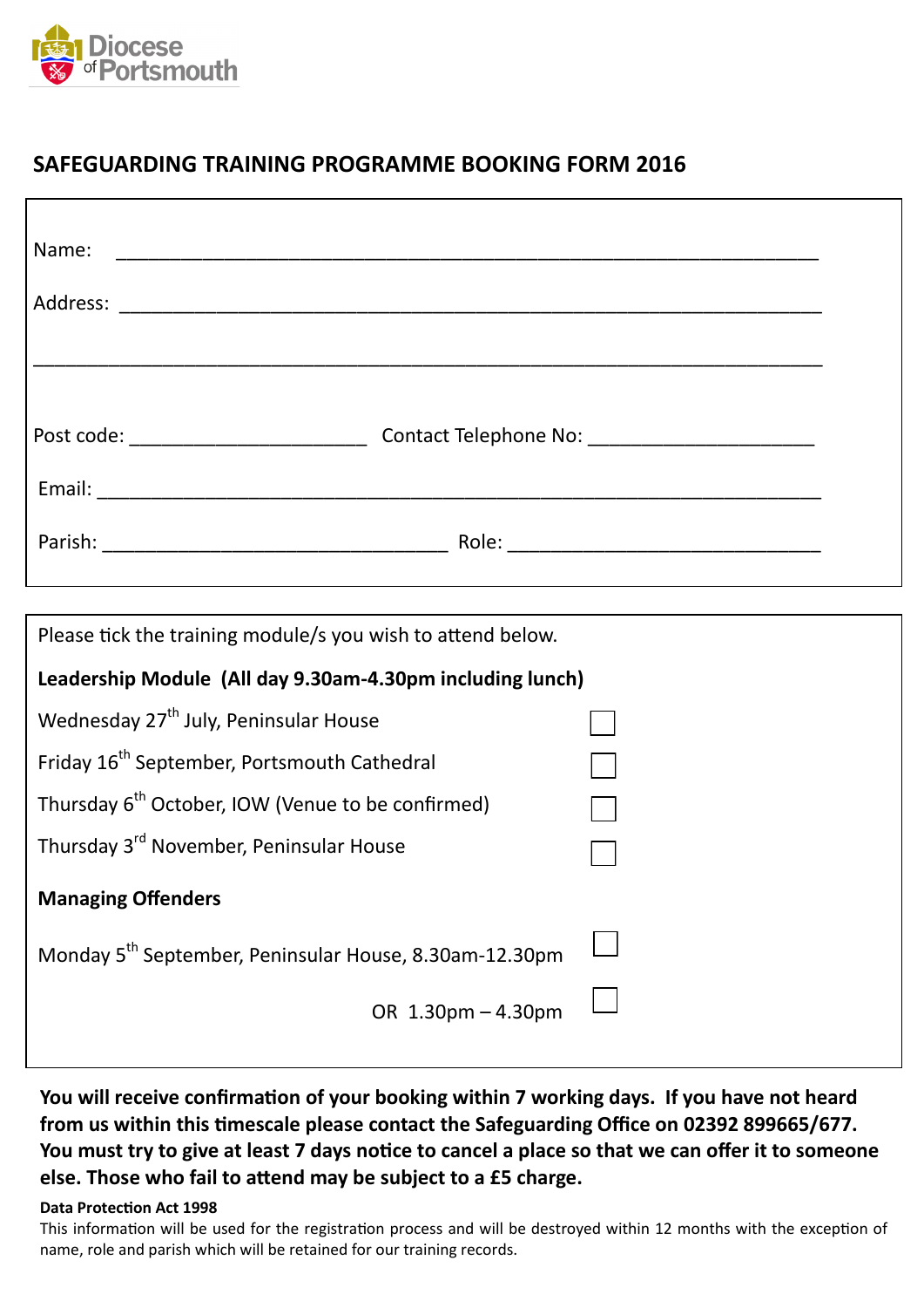Diocese of Portsmouth

# SAFEGUARDING TRAINING PROGRAMME BOOKING FORM 2016

Name: ______________________________________________________________

Address: ____________________________________________________________

____________________________________________________________________

Post code: ____________________ Contact Telephone No: ____________________

Email: ______________________________________________________________

Parish: _____________________________ Role: ___________________________

Please tick the training module/s you wish to attend below.

**Leadership Module (All day 9.30am-4.30pm including lunch)**

- Wednesday 27th July, Peninsular House ☐
- Friday 16th September, Portsmouth Cathedral ☐
- Thursday 6th October, IOW (Venue to be confirmed) ☐
- Thursday 3rd November, Peninsular House ☐

**Managing Offenders**

- Monday 5th September, Peninsular House, 8.30am-12.30pm ☐
- OR 1.30pm – 4.30pm ☐

**You will receive confirmation of your booking within 7 working days. If you have not heard from us within this timescale please contact the Safeguarding Office on 02392 899665/677. You must try to give at least 7 days notice to cancel a place so that we can offer it to someone else. Those who fail to attend may be subject to a £5 charge.**

**Data Protection Act 1998**

This information will be used for the registration process and will be destroyed within 12 months with the exception of name, role and parish which will be retained for our training records.